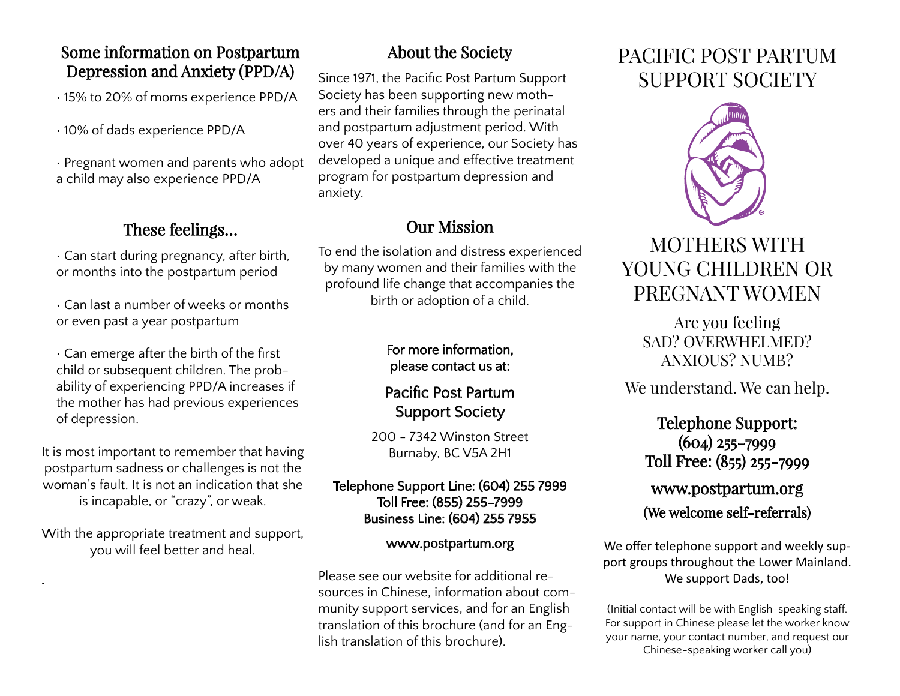## Some information on Postpartum Depression and Anxiety (PPD/A)

- 15% to 20% of moms experience PPD/A
- 10% of dads experience PPD/A
- Pregnant women and parents who adopt a child may also experience PPD/A

## These feelings...

- Can start during pregnancy, after birth, or months into the postpartum period
- Can last a number of weeks or months or even past a year postpartum
- Can emerge after the birth of the first child or subsequent children. The probability of experiencing PPD/A increases if the mother has had previous experiences of depression.

It is most important to remember that having postpartum sadness or challenges is not the woman's fault. It is not an indication that she is incapable, or "crazy", or weak.

With the appropriate treatment and support, you will feel better and heal.

## About the Society

Since 1971, the Pacific Post Partum Support Society has been supporting new mothers and their families through the perinatal and postpartum adjustment period. With over 40 years of experience, our Society has developed a unique and effective treatment program for postpartum depression and anxiety.

## Our Mission

To end the isolation and distress experienced by many women and their families with the profound life change that accompanies the birth or adoption of a child.

For more information, please contact us at:

Pacific Post Partum Support Society

200 - 7342 Winston Street
Burnaby, BC V5A 2H1

Telephone Support Line: (604) 255 7999
Toll Free: (855) 255-7999
Business Line: (604) 255 7955

www.postpartum.org

Please see our website for additional resources in Chinese, information about community support services, and for an English translation of this brochure (and for an English translation of this brochure).

# PACIFIC POST PARTUM SUPPORT SOCIETY

## MOTHERS WITH YOUNG CHILDREN OR PREGNANT WOMEN

Are you feeling
SAD? OVERWHELMED?
ANXIOUS? NUMB?

We understand. We can help.

**Telephone Support:**
**(604) 255-7999**
**Toll Free: (855) 255-7999**

**www.postpartum.org**

**(We welcome self-referrals)**

We offer telephone support and weekly support groups throughout the Lower Mainland. We support Dads, too!

(Initial contact will be with English-speaking staff. For support in Chinese please let the worker know your name, your contact number, and request our Chinese-speaking worker call you)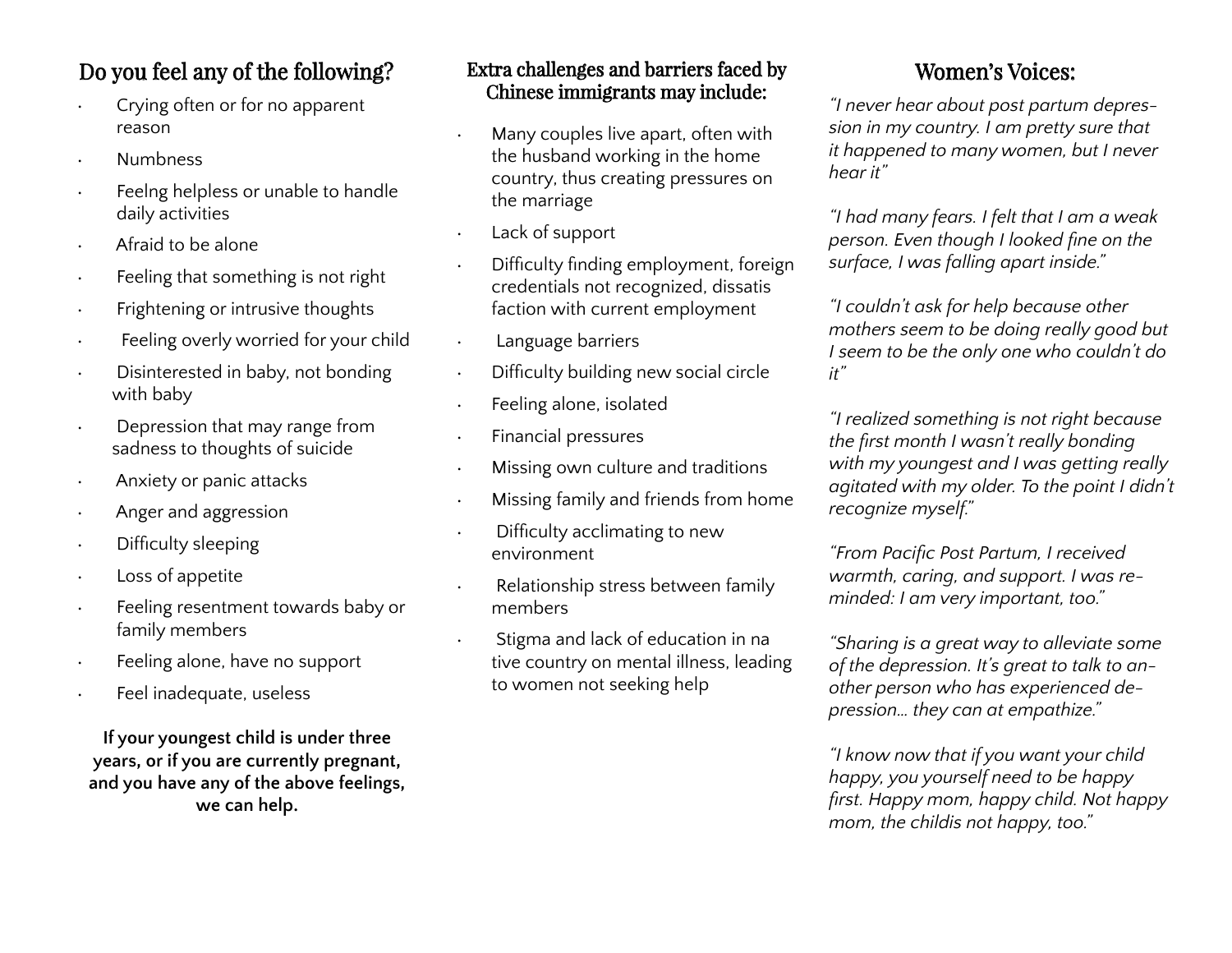## Do you feel any of the following?

- Crying often or for no apparent reason
- Numbness
- Feelng helpless or unable to handle daily activities
- Afraid to be alone
- Feeling that something is not right
- Frightening or intrusive thoughts
- Feeling overly worried for your child
- Disinterested in baby, not bonding with baby
- Depression that may range from sadness to thoughts of suicide
- Anxiety or panic attacks
- Anger and aggression
- Difficulty sleeping
- Loss of appetite
- Feeling resentment towards baby or family members
- Feeling alone, have no support
- Feel inadequate, useless

**If your youngest child is under three years, or if you are currently pregnant, and you have any of the above feelings, we can help.**

## Extra challenges and barriers faced by Chinese immigrants may include:

- Many couples live apart, often with the husband working in the home country, thus creating pressures on the marriage
- Lack of support
- Difficulty finding employment, foreign credentials not recognized, dissatis faction with current employment
- Language barriers
- Difficulty building new social circle
- Feeling alone, isolated
- Financial pressures
- Missing own culture and traditions
- Missing family and friends from home
- Difficulty acclimating to new environment
- Relationship stress between family members
- Stigma and lack of education in na tive country on mental illness, leading to women not seeking help

## Women's Voices:

*"I never hear about post partum depres-sion in my country. I am pretty sure that it happened to many women, but I never hear it"*

*"I had many fears. I felt that I am a weak person. Even though I looked fine on the surface, I was falling apart inside."*

*"I couldn't ask for help because other mothers seem to be doing really good but I seem to be the only one who couldn't do it"*

*"I realized something is not right because the first month I wasn't really bonding with my youngest and I was getting really agitated with my older. To the point I didn't recognize myself."*

*"From Pacific Post Partum, I received warmth, caring, and support. I was re-minded: I am very important, too."*

*"Sharing is a great way to alleviate some of the depression. It's great to talk to an-other person who has experienced de-pression... they can at empathize."*

*"I know now that if you want your child happy, you yourself need to be happy first. Happy mom, happy child. Not happy mom, the childis not happy, too."*